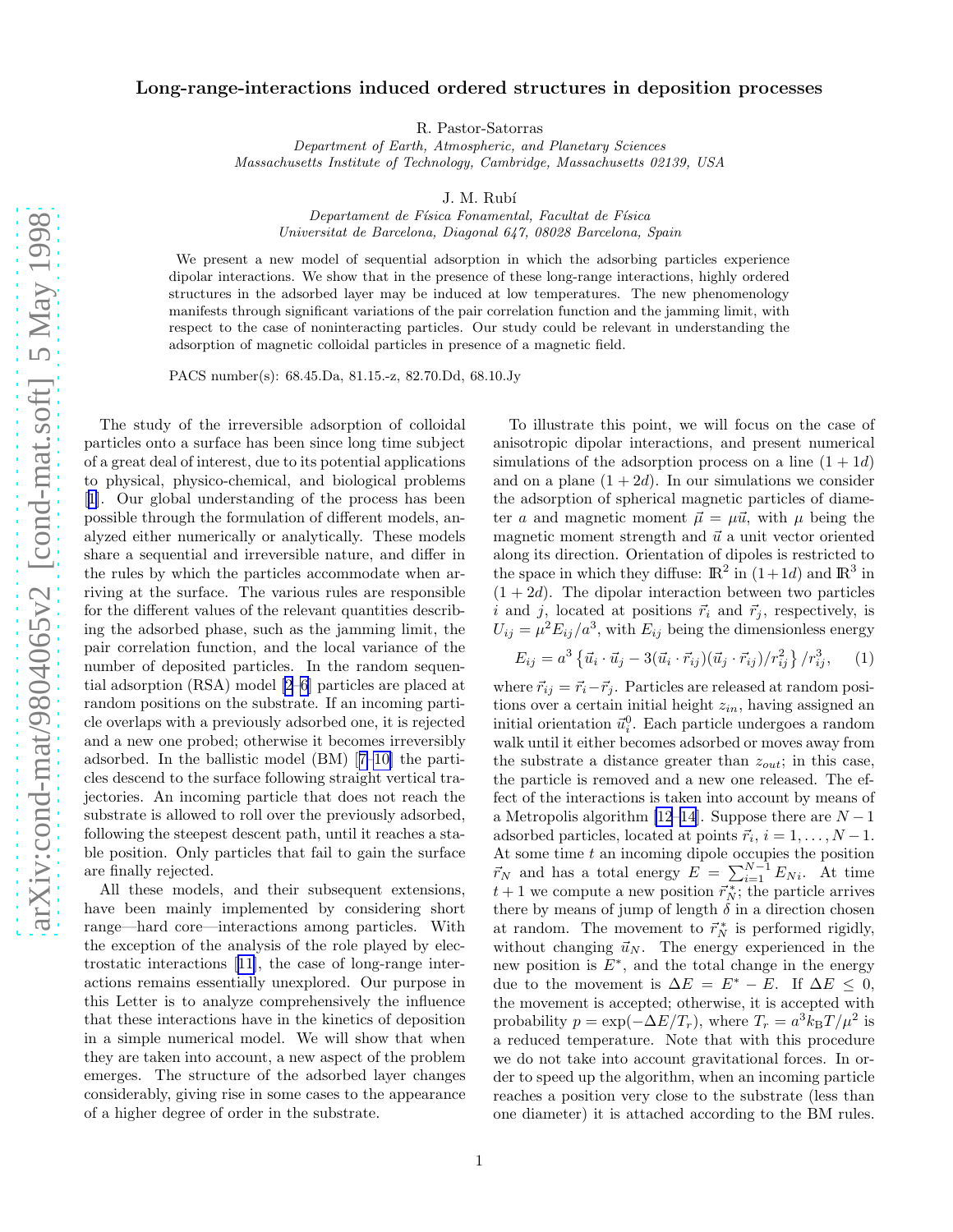# Long-range-interactions induced ordered structures in deposition processes

R. Pastor-Satorras

*Department of Earth, Atmospheric, and Planetary Sciences*
*Massachusetts Institute of Technology, Cambridge, Massachusetts 02139, USA*

J. M. Rubí

*Departament de Física Fonamental, Facultat de Física*
*Universitat de Barcelona, Diagonal 647, 08028 Barcelona, Spain*

We present a new model of sequential adsorption in which the adsorbing particles experience dipolar interactions. We show that in the presence of these long-range interactions, highly ordered structures in the adsorbed layer may be induced at low temperatures. The new phenomenology manifests through significant variations of the pair correlation function and the jamming limit, with respect to the case of noninteracting particles. Our study could be relevant in understanding the adsorption of magnetic colloidal particles in presence of a magnetic field.

PACS number(s): 68.45.Da, 81.15.-z, 82.70.Dd, 68.10.Jy

The study of the irreversible adsorption of colloidal particles onto a surface has been since long time subject of a great deal of interest, due to its potential applications to physical, physico-chemical, and biological problems [1]. Our global understanding of the process has been possible through the formulation of different models, analyzed either numerically or analytically. These models share a sequential and irreversible nature, and differ in the rules by which the particles accommodate when arriving at the surface. The various rules are responsible for the different values of the relevant quantities describing the adsorbed phase, such as the jamming limit, the pair correlation function, and the local variance of the number of deposited particles. In the random sequential adsorption (RSA) model [2–6] particles are placed at random positions on the substrate. If an incoming particle overlaps with a previously adsorbed one, it is rejected and a new one probed; otherwise it becomes irreversibly adsorbed. In the ballistic model (BM) [7–10] the particles descend to the surface following straight vertical trajectories. An incoming particle that does not reach the substrate is allowed to roll over the previously adsorbed, following the steepest descent path, until it reaches a stable position. Only particles that fail to gain the surface are finally rejected.

All these models, and their subsequent extensions, have been mainly implemented by considering short range—hard core—interactions among particles. With the exception of the analysis of the role played by electrostatic interactions [11], the case of long-range interactions remains essentially unexplored. Our purpose in this Letter is to analyze comprehensively the influence that these interactions have in the kinetics of deposition in a simple numerical model. We will show that when they are taken into account, a new aspect of the problem emerges. The structure of the adsorbed layer changes considerably, giving rise in some cases to the appearance of a higher degree of order in the substrate.

To illustrate this point, we will focus on the case of anisotropic dipolar interactions, and present numerical simulations of the adsorption process on a line $(1+1d)$ and on a plane $(1+2d)$. In our simulations we consider the adsorption of spherical magnetic particles of diameter $a$ and magnetic moment $\vec{\mu} = \mu\vec{u}$, with $\mu$ being the magnetic moment strength and $\vec{u}$ a unit vector oriented along its direction. Orientation of dipoles is restricted to the space in which they diffuse: $\mathbb{R}^2$ in $(1+1d)$ and $\mathbb{R}^3$ in $(1+2d)$. The dipolar interaction between two particles $i$ and $j$, located at positions $\vec{r}_i$ and $\vec{r}_j$, respectively, is $U_{ij} = \mu^2 E_{ij}/a^3$, with $E_{ij}$ being the dimensionless energy

$$E_{ij} = a^3 \left\{ \vec{u}_i \cdot \vec{u}_j - 3(\vec{u}_i \cdot \vec{r}_{ij})(\vec{u}_j \cdot \vec{r}_{ij})/r_{ij}^2 \right\} / r_{ij}^3, \qquad (1)$$

where $\vec{r}_{ij} = \vec{r}_i - \vec{r}_j$. Particles are released at random positions over a certain initial height $z_{in}$, having assigned an initial orientation $\vec{u}_i^0$. Each particle undergoes a random walk until it either becomes adsorbed or moves away from the substrate a distance greater than $z_{out}$; in this case, the particle is removed and a new one released. The effect of the interactions is taken into account by means of a Metropolis algorithm [12–14]. Suppose there are $N-1$ adsorbed particles, located at points $\vec{r}_i$, $i = 1, \ldots, N-1$. At some time $t$ an incoming dipole occupies the position $\vec{r}_N$ and has a total energy $E = \sum_{i=1}^{N-1} E_{Ni}$. At time $t+1$ we compute a new position $\vec{r}_N^{\,*}$; the particle arrives there by means of jump of length $\delta$ in a direction chosen at random. The movement to $\vec{r}_N^{\,*}$ is performed rigidly, without changing $\vec{u}_N$. The energy experienced in the new position is $E^*$, and the total change in the energy due to the movement is $\Delta E = E^* - E$. If $\Delta E \leq 0$, the movement is accepted; otherwise, it is accepted with probability $p = \exp(-\Delta E/T_r)$, where $T_r = a^3 k_B T/\mu^2$ is a reduced temperature. Note that with this procedure we do not take into account gravitational forces. In order to speed up the algorithm, when an incoming particle reaches a position very close to the substrate (less than one diameter) it is attached according to the BM rules.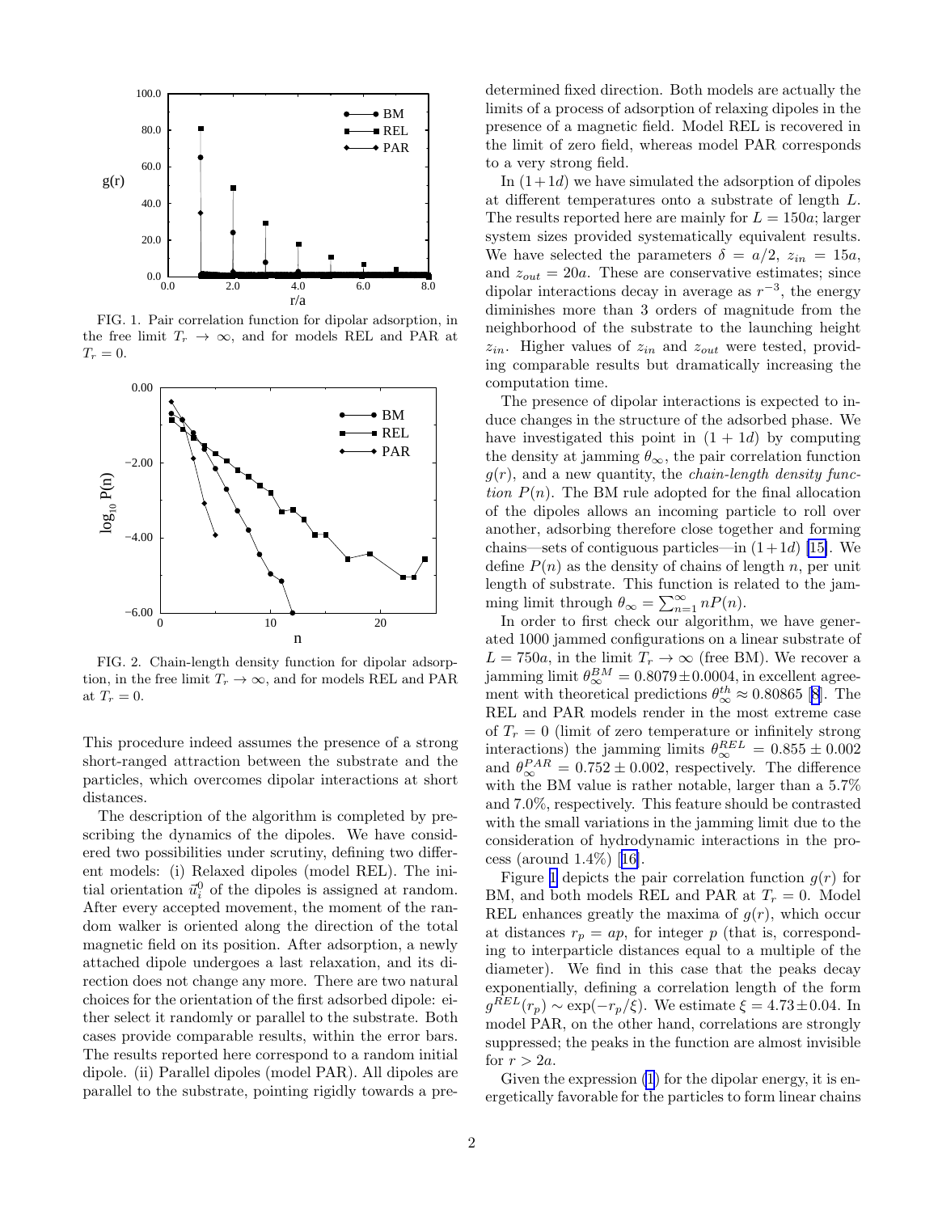FIG. 1. Pair correlation function for dipolar adsorption, in the free limit $T_r \to \infty$, and for models REL and PAR at $T_r = 0$.

FIG. 2. Chain-length density function for dipolar adsorption, in the free limit $T_r \to \infty$, and for models REL and PAR at $T_r = 0$.

This procedure indeed assumes the presence of a strong short-ranged attraction between the substrate and the particles, which overcomes dipolar interactions at short distances.

The description of the algorithm is completed by prescribing the dynamics of the dipoles. We have considered two possibilities under scrutiny, defining two different models: (i) Relaxed dipoles (model REL). The initial orientation $\vec{u}_i^0$ of the dipoles is assigned at random. After every accepted movement, the moment of the random walker is oriented along the direction of the total magnetic field on its position. After adsorption, a newly attached dipole undergoes a last relaxation, and its direction does not change any more. There are two natural choices for the orientation of the first adsorbed dipole: either select it randomly or parallel to the substrate. Both cases provide comparable results, within the error bars. The results reported here correspond to a random initial dipole. (ii) Parallel dipoles (model PAR). All dipoles are parallel to the substrate, pointing rigidly towards a predetermined fixed direction. Both models are actually the limits of a process of adsorption of relaxing dipoles in the presence of a magnetic field. Model REL is recovered in the limit of zero field, whereas model PAR corresponds to a very strong field.

In $(1+1d)$ we have simulated the adsorption of dipoles at different temperatures onto a substrate of length $L$. The results reported here are mainly for $L = 150a$; larger system sizes provided systematically equivalent results. We have selected the parameters $\delta = a/2$, $z_{in} = 15a$, and $z_{out} = 20a$. These are conservative estimates; since dipolar interactions decay in average as $r^{-3}$, the energy diminishes more than 3 orders of magnitude from the neighborhood of the substrate to the launching height $z_{in}$. Higher values of $z_{in}$ and $z_{out}$ were tested, providing comparable results but dramatically increasing the computation time.

The presence of dipolar interactions is expected to induce changes in the structure of the adsorbed phase. We have investigated this point in $(1+1d)$ by computing the density at jamming $\theta_\infty$, the pair correlation function $g(r)$, and a new quantity, the *chain-length density function* $P(n)$. The BM rule adopted for the final allocation of the dipoles allows an incoming particle to roll over another, adsorbing therefore close together and forming chains—sets of contiguous particles—in $(1+1d)$ [15]. We define $P(n)$ as the density of chains of length $n$, per unit length of substrate. This function is related to the jamming limit through $\theta_\infty = \sum_{n=1}^{\infty} nP(n)$.

In order to first check our algorithm, we have generated 1000 jammed configurations on a linear substrate of $L = 750a$, in the limit $T_r \to \infty$ (free BM). We recover a jamming limit $\theta_\infty^{BM} = 0.8079 \pm 0.0004$, in excellent agreement with theoretical predictions $\theta_\infty^{th} \approx 0.80865$ [8]. The REL and PAR models render in the most extreme case of $T_r = 0$ (limit of zero temperature or infinitely strong interactions) the jamming limits $\theta_\infty^{REL} = 0.855 \pm 0.002$ and $\theta_\infty^{PAR} = 0.752 \pm 0.002$, respectively. The difference with the BM value is rather notable, larger than a 5.7% and 7.0%, respectively. This feature should be contrasted with the small variations in the jamming limit due to the consideration of hydrodynamic interactions in the process (around 1.4%) [16].

Figure 1 depicts the pair correlation function $g(r)$ for BM, and both models REL and PAR at $T_r = 0$. Model REL enhances greatly the maxima of $g(r)$, which occur at distances $r_p = ap$, for integer $p$ (that is, corresponding to interparticle distances equal to a multiple of the diameter). We find in this case that the peaks decay exponentially, defining a correlation length of the form $g^{REL}(r_p) \sim \exp(-r_p/\xi)$. We estimate $\xi = 4.73 \pm 0.04$. In model PAR, on the other hand, correlations are strongly suppressed; the peaks in the function are almost invisible for $r > 2a$.

Given the expression (1) for the dipolar energy, it is energetically favorable for the particles to form linear chains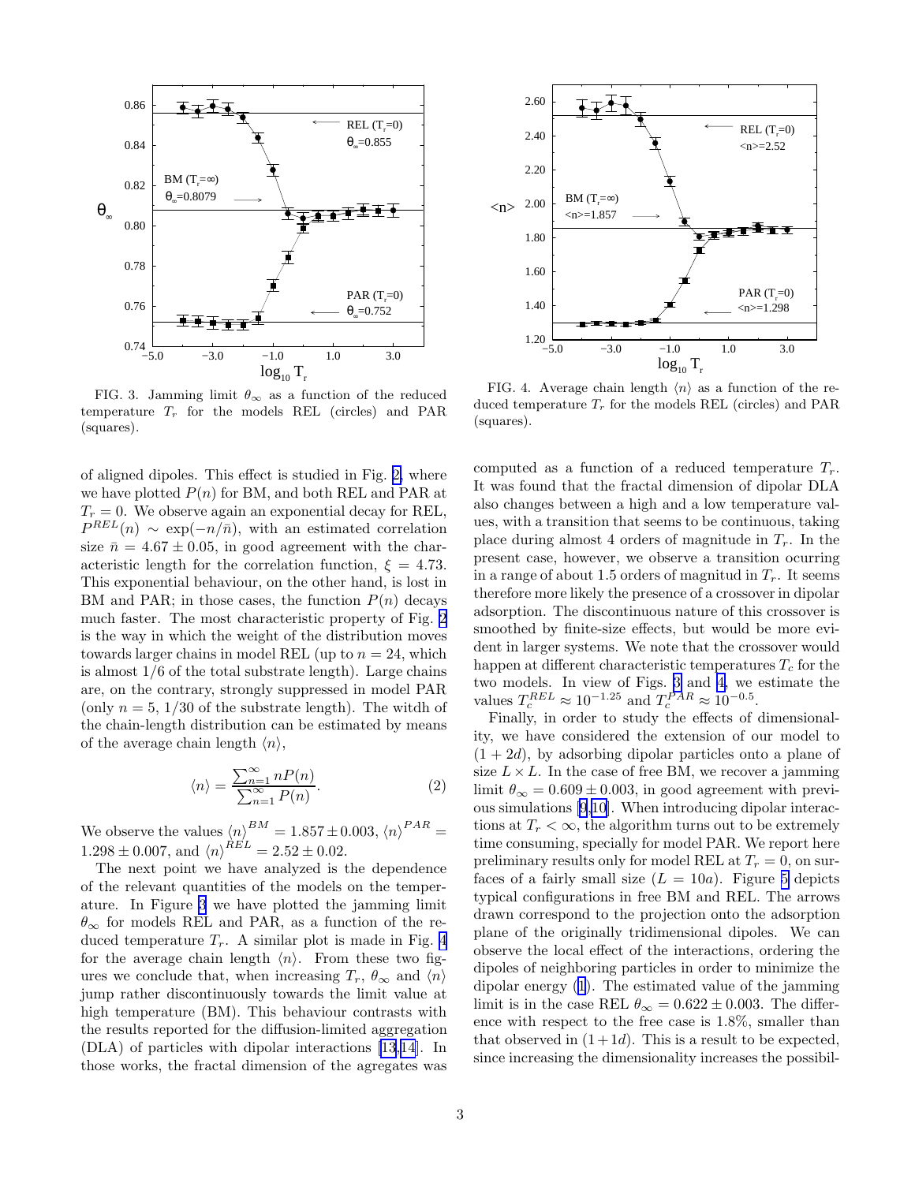FIG. 3. Jamming limit $\theta_\infty$ as a function of the reduced temperature $T_r$ for the models REL (circles) and PAR (squares).

FIG. 4. Average chain length $\langle n \rangle$ as a function of the reduced temperature $T_r$ for the models REL (circles) and PAR (squares).

of aligned dipoles. This effect is studied in Fig. 2, where we have plotted $P(n)$ for BM, and both REL and PAR at $T_r = 0$. We observe again an exponential decay for REL, $P^{REL}(n) \sim \exp(-n/\bar{n})$, with an estimated correlation size $\bar{n} = 4.67 \pm 0.05$, in good agreement with the characteristic length for the correlation function, $\xi = 4.73$. This exponential behaviour, on the other hand, is lost in BM and PAR; in those cases, the function $P(n)$ decays much faster. The most characteristic property of Fig. 2 is the way in which the weight of the distribution moves towards larger chains in model REL (up to $n = 24$, which is almost 1/6 of the total substrate length). Large chains are, on the contrary, strongly suppressed in model PAR (only $n = 5$, 1/30 of the substrate length). The witdh of the chain-length distribution can be estimated by means of the average chain length $\langle n \rangle$,

$$\langle n \rangle = \frac{\sum_{n=1}^{\infty} nP(n)}{\sum_{n=1}^{\infty} P(n)}. \tag{2}$$

We observe the values $\langle n \rangle^{BM} = 1.857 \pm 0.003$, $\langle n \rangle^{PAR} = 1.298 \pm 0.007$, and $\langle n \rangle^{REL} = 2.52 \pm 0.02$.

The next point we have analyzed is the dependence of the relevant quantities of the models on the temperature. In Figure 3 we have plotted the jamming limit $\theta_\infty$ for models REL and PAR, as a function of the reduced temperature $T_r$. A similar plot is made in Fig. 4 for the average chain length $\langle n \rangle$. From these two figures we conclude that, when increasing $T_r$, $\theta_\infty$ and $\langle n \rangle$ jump rather discontinuously towards the limit value at high temperature (BM). This behaviour contrasts with the results reported for the diffusion-limited aggregation (DLA) of particles with dipolar interactions [13,14]. In those works, the fractal dimension of the agregates was computed as a function of a reduced temperature $T_r$. It was found that the fractal dimension of dipolar DLA also changes between a high and a low temperature values, with a transition that seems to be continuous, taking place during almost 4 orders of magnitude in $T_r$. In the present case, however, we observe a transition ocurring in a range of about 1.5 orders of magnitud in $T_r$. It seems therefore more likely the presence of a crossover in dipolar adsorption. The discontinuous nature of this crossover is smoothed by finite-size effects, but would be more evident in larger systems. We note that the crossover would happen at different characteristic temperatures $T_c$ for the two models. In view of Figs. 3 and 4, we estimate the values $T_c^{REL} \approx 10^{-1.25}$ and $T_c^{PAR} \approx 10^{-0.5}$.

Finally, in order to study the effects of dimensionality, we have considered the extension of our model to $(1 + 2d)$, by adsorbing dipolar particles onto a plane of size $L \times L$. In the case of free BM, we recover a jamming limit $\theta_\infty = 0.609 \pm 0.003$, in good agreement with previous simulations [9,10]. When introducing dipolar interactions at $T_r < \infty$, the algorithm turns out to be extremely time consuming, specially for model PAR. We report here preliminary results only for model REL at $T_r = 0$, on surfaces of a fairly small size ($L = 10a$). Figure 5 depicts typical configurations in free BM and REL. The arrows drawn correspond to the projection onto the adsorption plane of the originally tridimensional dipoles. We can observe the local effect of the interactions, ordering the dipoles of neighboring particles in order to minimize the dipolar energy (1). The estimated value of the jamming limit is in the case REL $\theta_\infty = 0.622 \pm 0.003$. The difference with respect to the free case is 1.8%, smaller than that observed in $(1+1d)$. This is a result to be expected, since increasing the dimensionality increases the possibil-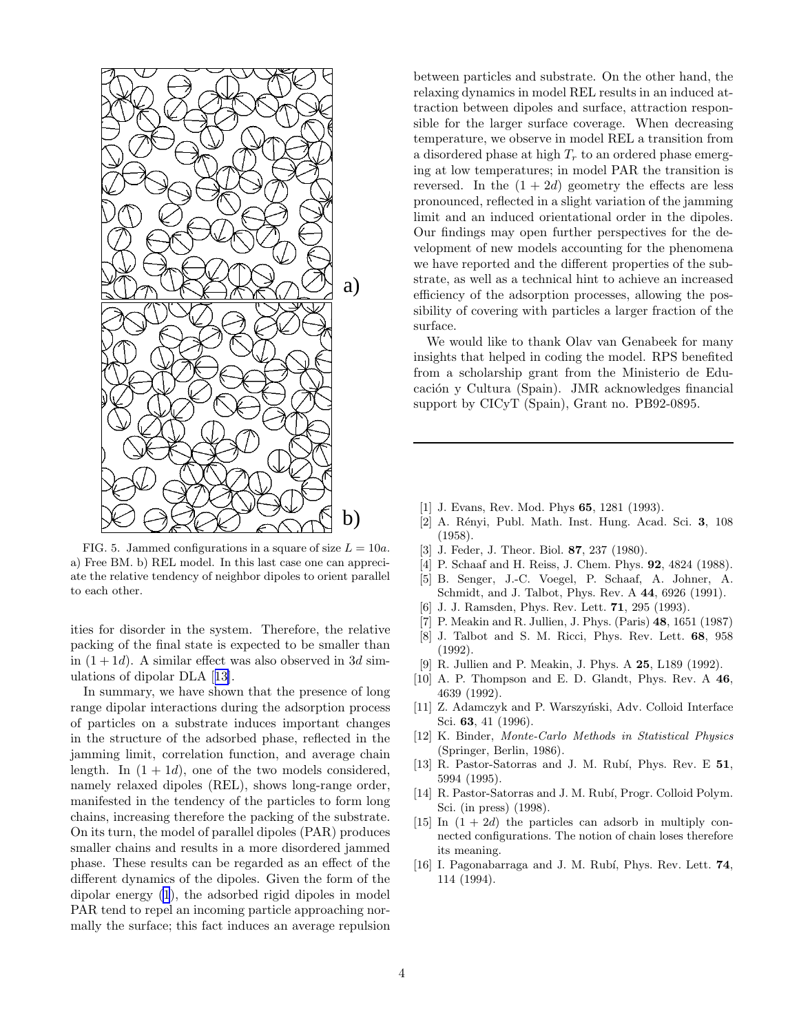a)

b)

FIG. 5. Jammed configurations in a square of size $L = 10a$. a) Free BM. b) REL model. In this last case one can appreciate the relative tendency of neighbor dipoles to orient parallel to each other.

ities for disorder in the system. Therefore, the relative packing of the final state is expected to be smaller than in $(1+1d)$. A similar effect was also observed in $3d$ simulations of dipolar DLA [13].

In summary, we have shown that the presence of long range dipolar interactions during the adsorption process of particles on a substrate induces important changes in the structure of the adsorbed phase, reflected in the jamming limit, correlation function, and average chain length. In $(1+1d)$, one of the two models considered, namely relaxed dipoles (REL), shows long-range order, manifested in the tendency of the particles to form long chains, increasing therefore the packing of the substrate. On its turn, the model of parallel dipoles (PAR) produces smaller chains and results in a more disordered jammed phase. These results can be regarded as an effect of the different dynamics of the dipoles. Given the form of the dipolar energy (1), the adsorbed rigid dipoles in model PAR tend to repel an incoming particle approaching normally the surface; this fact induces an average repulsion between particles and substrate. On the other hand, the relaxing dynamics in model REL results in an induced attraction between dipoles and surface, attraction responsible for the larger surface coverage. When decreasing temperature, we observe in model REL a transition from a disordered phase at high $T_r$ to an ordered phase emerging at low temperatures; in model PAR the transition is reversed. In the $(1+2d)$ geometry the effects are less pronounced, reflected in a slight variation of the jamming limit and an induced orientational order in the dipoles. Our findings may open further perspectives for the development of new models accounting for the phenomena we have reported and the different properties of the substrate, as well as a technical hint to achieve an increased efficiency of the adsorption processes, allowing the possibility of covering with particles a larger fraction of the surface.

We would like to thank Olav van Genabeek for many insights that helped in coding the model. RPS benefited from a scholarship grant from the Ministerio de Educación y Cultura (Spain). JMR acknowledges financial support by CICyT (Spain), Grant no. PB92-0895.

---

[1] J. Evans, Rev. Mod. Phys **65**, 1281 (1993).

[2] A. Rényi, Publ. Math. Inst. Hung. Acad. Sci. **3**, 108 (1958).

[3] J. Feder, J. Theor. Biol. **87**, 237 (1980).

[4] P. Schaaf and H. Reiss, J. Chem. Phys. **92**, 4824 (1988).

[5] B. Senger, J.-C. Voegel, P. Schaaf, A. Johner, A. Schmidt, and J. Talbot, Phys. Rev. A **44**, 6926 (1991).

[6] J. J. Ramsden, Phys. Rev. Lett. **71**, 295 (1993).

[7] P. Meakin and R. Jullien, J. Phys. (Paris) **48**, 1651 (1987)

[8] J. Talbot and S. M. Ricci, Phys. Rev. Lett. **68**, 958 (1992).

[9] R. Jullien and P. Meakin, J. Phys. A **25**, L189 (1992).

[10] A. P. Thompson and E. D. Glandt, Phys. Rev. A **46**, 4639 (1992).

[11] Z. Adamczyk and P. Warszyński, Adv. Colloid Interface Sci. **63**, 41 (1996).

[12] K. Binder, *Monte-Carlo Methods in Statistical Physics* (Springer, Berlin, 1986).

[13] R. Pastor-Satorras and J. M. Rubí, Phys. Rev. E **51**, 5994 (1995).

[14] R. Pastor-Satorras and J. M. Rubí, Progr. Colloid Polym. Sci. (in press) (1998).

[15] In $(1+2d)$ the particles can adsorb in multiply connected configurations. The notion of chain loses therefore its meaning.

[16] I. Pagonabarraga and J. M. Rubí, Phys. Rev. Lett. **74**, 114 (1994).